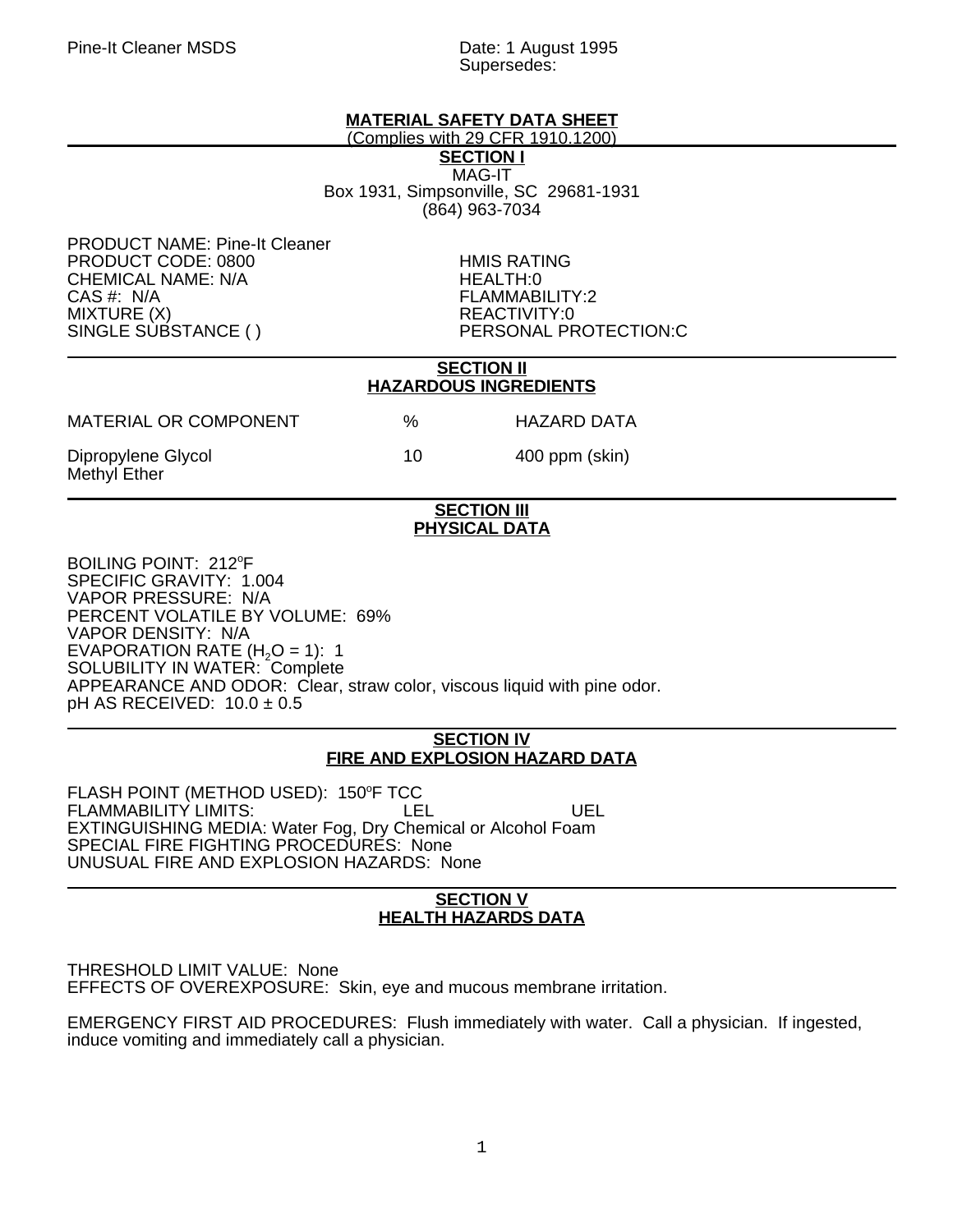Pine-It Cleaner MSDS

Date: 1 August 1995
Supersedes:

## MATERIAL SAFETY DATA SHEET

(Complies with 29 CFR 1910.1200)

### SECTION I

MAG-IT
Box 1931, Simpsonville, SC 29681-1931
(864) 963-7034

PRODUCT NAME: Pine-It Cleaner
PRODUCT CODE: 0800
CHEMICAL NAME: N/A
CAS #: N/A
MIXTURE (X)
SINGLE SUBSTANCE ( )

HMIS RATING
HEALTH:0
FLAMMABILITY:2
REACTIVITY:0
PERSONAL PROTECTION:C

### SECTION II
### HAZARDOUS INGREDIENTS

| MATERIAL OR COMPONENT | % | HAZARD DATA |
|---|---|---|
| Dipropylene Glycol Methyl Ether | 10 | 400 ppm (skin) |

### SECTION III
### PHYSICAL DATA

BOILING POINT: 212°F
SPECIFIC GRAVITY: 1.004
VAPOR PRESSURE: N/A
PERCENT VOLATILE BY VOLUME: 69%
VAPOR DENSITY: N/A
EVAPORATION RATE ($H_2O$ = 1): 1
SOLUBILITY IN WATER: Complete
APPEARANCE AND ODOR: Clear, straw color, viscous liquid with pine odor.
pH AS RECEIVED: 10.0 ± 0.5

### SECTION IV
### FIRE AND EXPLOSION HAZARD DATA

FLASH POINT (METHOD USED): 150°F TCC
FLAMMABILITY LIMITS: LEL UEL
EXTINGUISHING MEDIA: Water Fog, Dry Chemical or Alcohol Foam
SPECIAL FIRE FIGHTING PROCEDURES: None
UNUSUAL FIRE AND EXPLOSION HAZARDS: None

### SECTION V
### HEALTH HAZARDS DATA

THRESHOLD LIMIT VALUE: None
EFFECTS OF OVEREXPOSURE: Skin, eye and mucous membrane irritation.

EMERGENCY FIRST AID PROCEDURES: Flush immediately with water. Call a physician. If ingested, induce vomiting and immediately call a physician.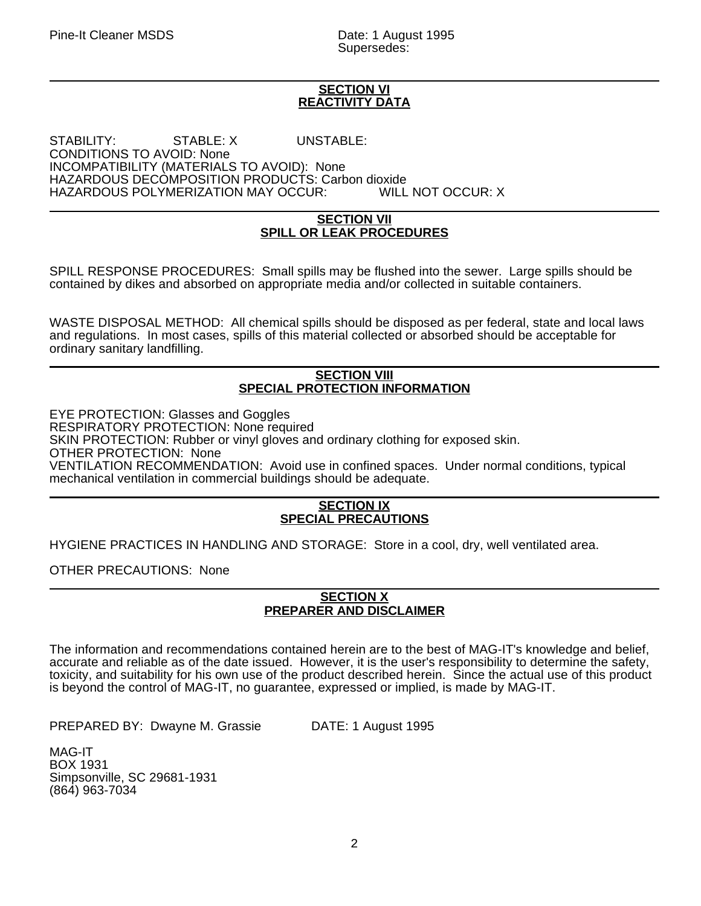## SECTION VI
## REACTIVITY DATA

STABILITY: STABLE: X UNSTABLE:
CONDITIONS TO AVOID: None
INCOMPATIBILITY (MATERIALS TO AVOID): None
HAZARDOUS DECOMPOSITION PRODUCTS: Carbon dioxide
HAZARDOUS POLYMERIZATION MAY OCCUR: WILL NOT OCCUR: X

## SECTION VII
## SPILL OR LEAK PROCEDURES

SPILL RESPONSE PROCEDURES: Small spills may be flushed into the sewer. Large spills should be contained by dikes and absorbed on appropriate media and/or collected in suitable containers.

WASTE DISPOSAL METHOD: All chemical spills should be disposed as per federal, state and local laws and regulations. In most cases, spills of this material collected or absorbed should be acceptable for ordinary sanitary landfilling.

## SECTION VIII
## SPECIAL PROTECTION INFORMATION

EYE PROTECTION: Glasses and Goggles
RESPIRATORY PROTECTION: None required
SKIN PROTECTION: Rubber or vinyl gloves and ordinary clothing for exposed skin.
OTHER PROTECTION: None
VENTILATION RECOMMENDATION: Avoid use in confined spaces. Under normal conditions, typical mechanical ventilation in commercial buildings should be adequate.

## SECTION IX
## SPECIAL PRECAUTIONS

HYGIENE PRACTICES IN HANDLING AND STORAGE: Store in a cool, dry, well ventilated area.

OTHER PRECAUTIONS: None

## SECTION X
## PREPARER AND DISCLAIMER

The information and recommendations contained herein are to the best of MAG-IT's knowledge and belief, accurate and reliable as of the date issued. However, it is the user's responsibility to determine the safety, toxicity, and suitability for his own use of the product described herein. Since the actual use of this product is beyond the control of MAG-IT, no guarantee, expressed or implied, is made by MAG-IT.

PREPARED BY: Dwayne M. Grassie DATE: 1 August 1995

MAG-IT
BOX 1931
Simpsonville, SC 29681-1931
(864) 963-7034